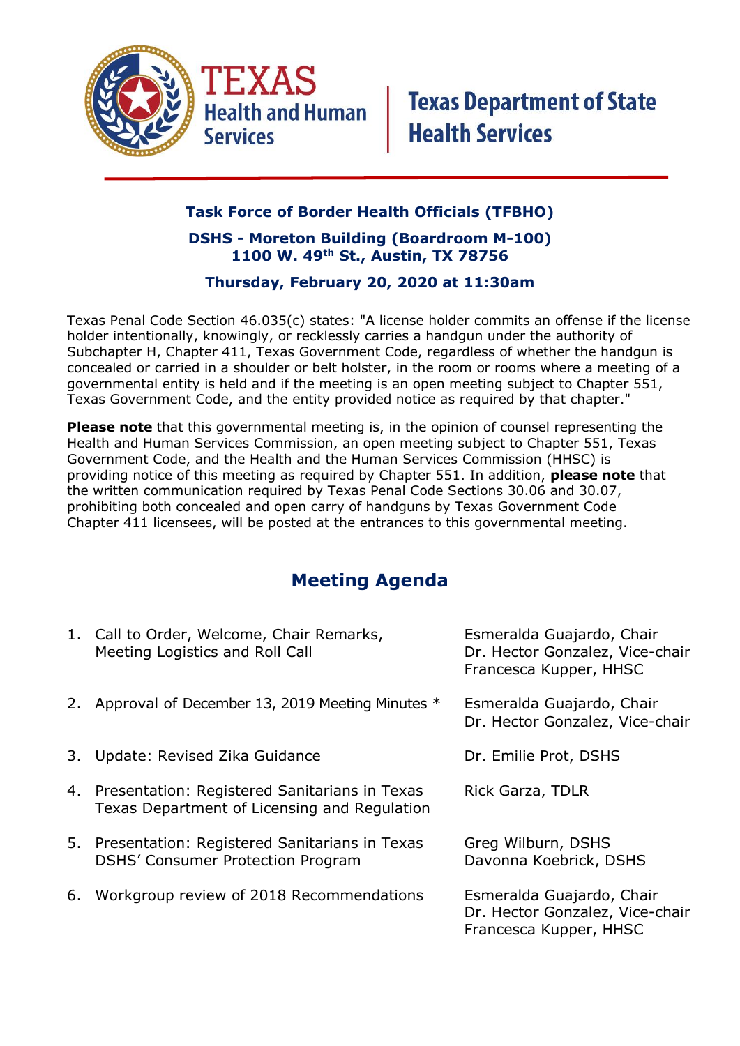TEXAS Health and Human Services | Texas Department of State Health Services

## Task Force of Border Health Officials (TFBHO)

**DSHS - Moreton Building (Boardroom M-100)**
**1100 W. 49th St., Austin, TX 78756**

**Thursday, February 20, 2020 at 11:30am**

Texas Penal Code Section 46.035(c) states: "A license holder commits an offense if the license holder intentionally, knowingly, or recklessly carries a handgun under the authority of Subchapter H, Chapter 411, Texas Government Code, regardless of whether the handgun is concealed or carried in a shoulder or belt holster, in the room or rooms where a meeting of a governmental entity is held and if the meeting is an open meeting subject to Chapter 551, Texas Government Code, and the entity provided notice as required by that chapter."

**Please note** that this governmental meeting is, in the opinion of counsel representing the Health and Human Services Commission, an open meeting subject to Chapter 551, Texas Government Code, and the Health and the Human Services Commission (HHSC) is providing notice of this meeting as required by Chapter 551. In addition, **please note** that the written communication required by Texas Penal Code Sections 30.06 and 30.07, prohibiting both concealed and open carry of handguns by Texas Government Code Chapter 411 licensees, will be posted at the entrances to this governmental meeting.

## Meeting Agenda

| Agenda Item | Presenter(s) |
|---|---|
| 1. Call to Order, Welcome, Chair Remarks, Meeting Logistics and Roll Call | Esmeralda Guajardo, Chair<br>Dr. Hector Gonzalez, Vice-chair<br>Francesca Kupper, HHSC |
| 2. Approval of December 13, 2019 Meeting Minutes * | Esmeralda Guajardo, Chair<br>Dr. Hector Gonzalez, Vice-chair |
| 3. Update: Revised Zika Guidance | Dr. Emilie Prot, DSHS |
| 4. Presentation: Registered Sanitarians in Texas, Texas Department of Licensing and Regulation | Rick Garza, TDLR |
| 5. Presentation: Registered Sanitarians in Texas, DSHS' Consumer Protection Program | Greg Wilburn, DSHS<br>Davonna Koebrick, DSHS |
| 6. Workgroup review of 2018 Recommendations | Esmeralda Guajardo, Chair<br>Dr. Hector Gonzalez, Vice-chair<br>Francesca Kupper, HHSC |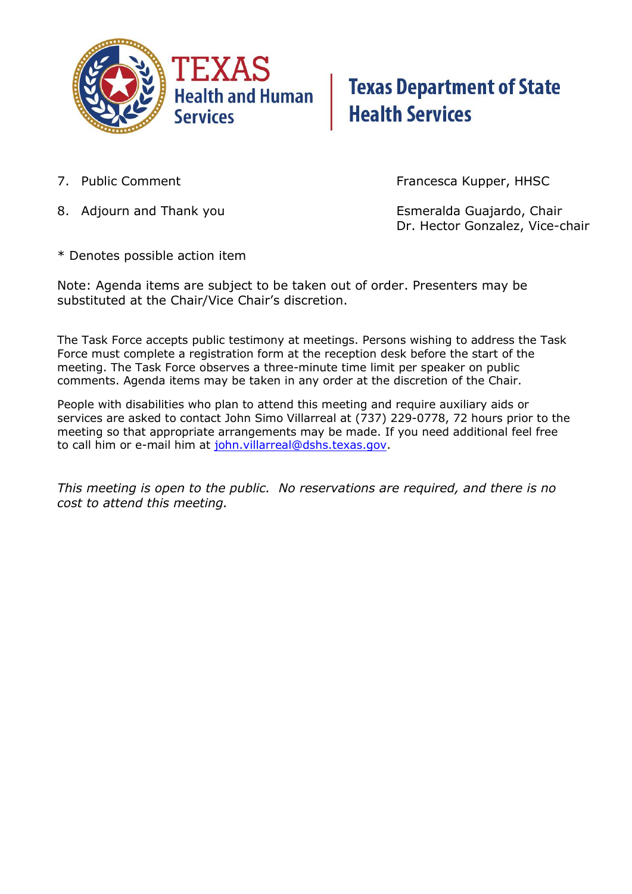Texas Health and Human Services | Texas Department of State Health Services

7. Public Comment — Francesca Kupper, HHSC

8. Adjourn and Thank you — Esmeralda Guajardo, Chair; Dr. Hector Gonzalez, Vice-chair

* Denotes possible action item

Note: Agenda items are subject to be taken out of order. Presenters may be substituted at the Chair/Vice Chair's discretion.

The Task Force accepts public testimony at meetings. Persons wishing to address the Task Force must complete a registration form at the reception desk before the start of the meeting. The Task Force observes a three-minute time limit per speaker on public comments. Agenda items may be taken in any order at the discretion of the Chair.

People with disabilities who plan to attend this meeting and require auxiliary aids or services are asked to contact John Simo Villarreal at (737) 229-0778, 72 hours prior to the meeting so that appropriate arrangements may be made. If you need additional feel free to call him or e-mail him at john.villarreal@dshs.texas.gov.

*This meeting is open to the public. No reservations are required, and there is no cost to attend this meeting.*